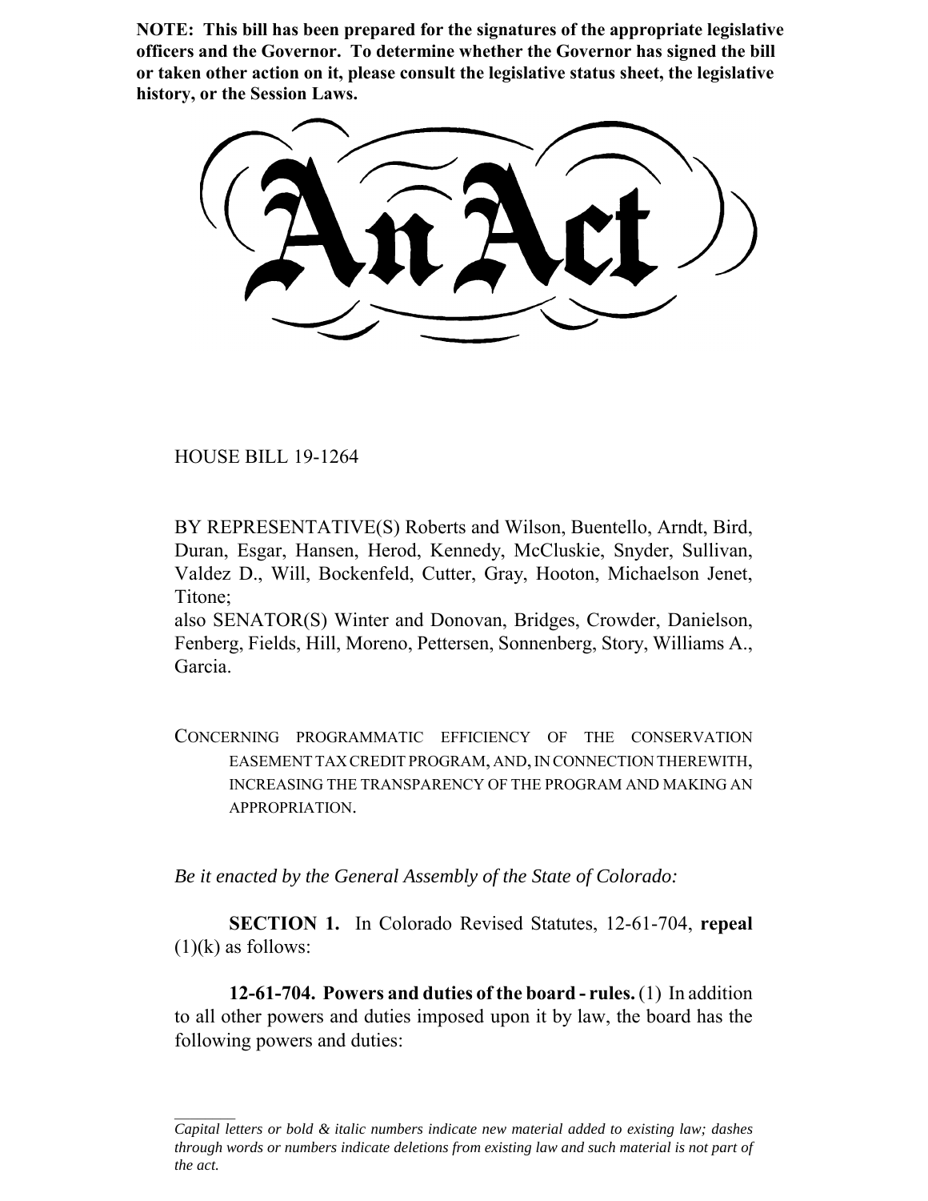**NOTE: This bill has been prepared for the signatures of the appropriate legislative officers and the Governor. To determine whether the Governor has signed the bill or taken other action on it, please consult the legislative status sheet, the legislative history, or the Session Laws.**

# An Act

HOUSE BILL 19-1264

BY REPRESENTATIVE(S) Roberts and Wilson, Buentello, Arndt, Bird, Duran, Esgar, Hansen, Herod, Kennedy, McCluskie, Snyder, Sullivan, Valdez D., Will, Bockenfeld, Cutter, Gray, Hooton, Michaelson Jenet, Titone;
also SENATOR(S) Winter and Donovan, Bridges, Crowder, Danielson, Fenberg, Fields, Hill, Moreno, Pettersen, Sonnenberg, Story, Williams A., Garcia.

CONCERNING PROGRAMMATIC EFFICIENCY OF THE CONSERVATION EASEMENT TAX CREDIT PROGRAM, AND, IN CONNECTION THEREWITH, INCREASING THE TRANSPARENCY OF THE PROGRAM AND MAKING AN APPROPRIATION.

*Be it enacted by the General Assembly of the State of Colorado:*

**SECTION 1.** In Colorado Revised Statutes, 12-61-704, **repeal** (1)(k) as follows:

**12-61-704. Powers and duties of the board - rules.** (1) In addition to all other powers and duties imposed upon it by law, the board has the following powers and duties:

*Capital letters or bold & italic numbers indicate new material added to existing law; dashes through words or numbers indicate deletions from existing law and such material is not part of the act.*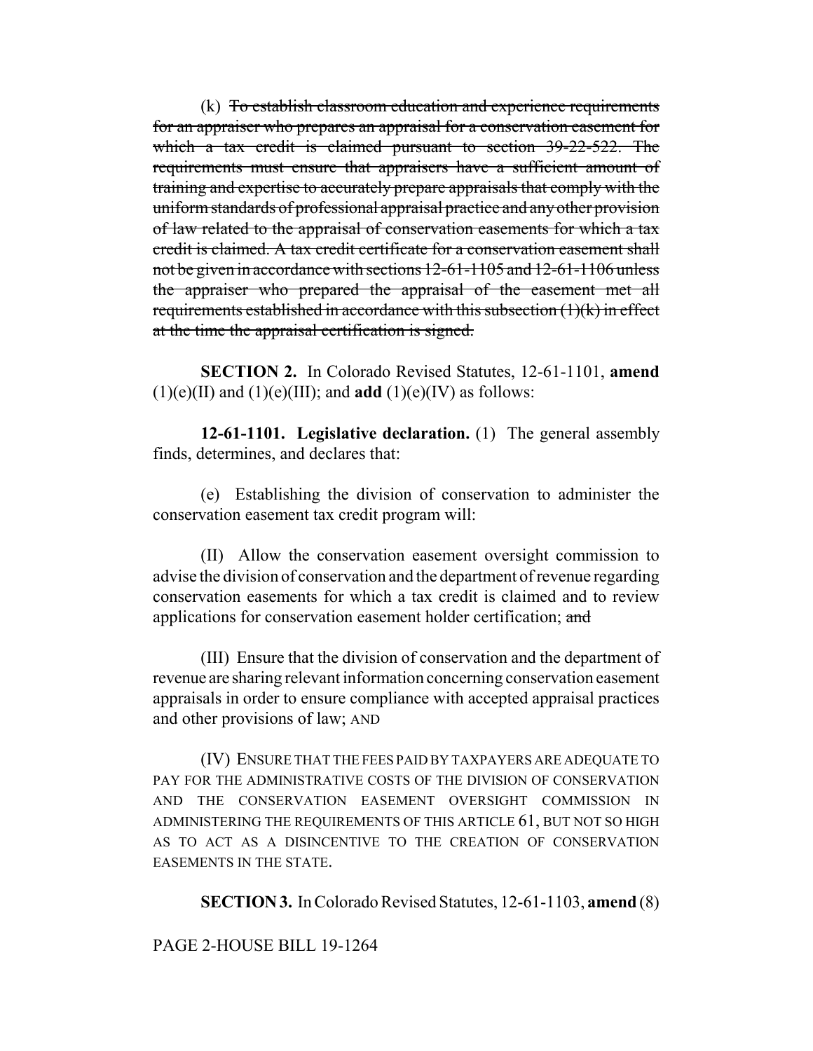(k) ~~To establish classroom education and experience requirements for an appraiser who prepares an appraisal for a conservation easement for which a tax credit is claimed pursuant to section 39-22-522. The requirements must ensure that appraisers have a sufficient amount of training and expertise to accurately prepare appraisals that comply with the uniform standards of professional appraisal practice and any other provision of law related to the appraisal of conservation easements for which a tax credit is claimed. A tax credit certificate for a conservation easement shall not be given in accordance with sections 12-61-1105 and 12-61-1106 unless the appraiser who prepared the appraisal of the easement met all requirements established in accordance with this subsection (1)(k) in effect at the time the appraisal certification is signed.~~

**SECTION 2.** In Colorado Revised Statutes, 12-61-1101, **amend** (1)(e)(II) and (1)(e)(III); and **add** (1)(e)(IV) as follows:

**12-61-1101. Legislative declaration.** (1) The general assembly finds, determines, and declares that:

(e) Establishing the division of conservation to administer the conservation easement tax credit program will:

(II) Allow the conservation easement oversight commission to advise the division of conservation and the department of revenue regarding conservation easements for which a tax credit is claimed and to review applications for conservation easement holder certification; ~~and~~

(III) Ensure that the division of conservation and the department of revenue are sharing relevant information concerning conservation easement appraisals in order to ensure compliance with accepted appraisal practices and other provisions of law; AND

(IV) ENSURE THAT THE FEES PAID BY TAXPAYERS ARE ADEQUATE TO PAY FOR THE ADMINISTRATIVE COSTS OF THE DIVISION OF CONSERVATION AND THE CONSERVATION EASEMENT OVERSIGHT COMMISSION IN ADMINISTERING THE REQUIREMENTS OF THIS ARTICLE 61, BUT NOT SO HIGH AS TO ACT AS A DISINCENTIVE TO THE CREATION OF CONSERVATION EASEMENTS IN THE STATE.

**SECTION 3.** In Colorado Revised Statutes, 12-61-1103, **amend** (8)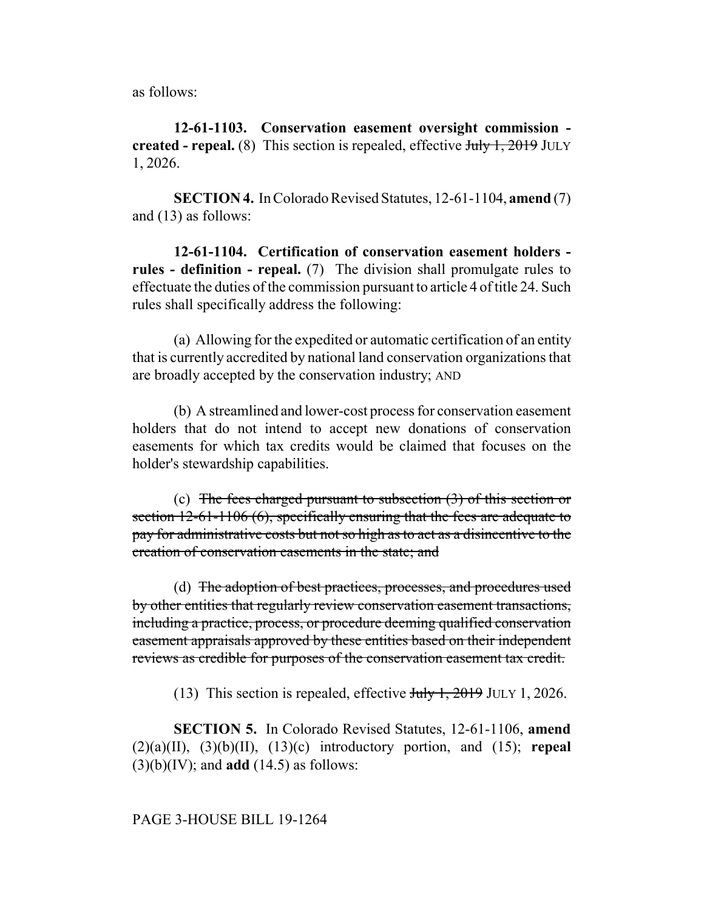as follows:

**12-61-1103. Conservation easement oversight commission - created - repeal.** (8) This section is repealed, effective ~~July 1, 2019~~ JULY 1, 2026.

**SECTION 4.** In Colorado Revised Statutes, 12-61-1104, **amend** (7) and (13) as follows:

**12-61-1104. Certification of conservation easement holders - rules - definition - repeal.** (7) The division shall promulgate rules to effectuate the duties of the commission pursuant to article 4 of title 24. Such rules shall specifically address the following:

(a) Allowing for the expedited or automatic certification of an entity that is currently accredited by national land conservation organizations that are broadly accepted by the conservation industry; AND

(b) A streamlined and lower-cost process for conservation easement holders that do not intend to accept new donations of conservation easements for which tax credits would be claimed that focuses on the holder's stewardship capabilities.

(c) ~~The fees charged pursuant to subsection (3) of this section or section 12-61-1106 (6), specifically ensuring that the fees are adequate to pay for administrative costs but not so high as to act as a disincentive to the creation of conservation easements in the state; and~~

(d) ~~The adoption of best practices, processes, and procedures used by other entities that regularly review conservation easement transactions, including a practice, process, or procedure deeming qualified conservation easement appraisals approved by these entities based on their independent reviews as credible for purposes of the conservation easement tax credit.~~

(13) This section is repealed, effective ~~July 1, 2019~~ JULY 1, 2026.

**SECTION 5.** In Colorado Revised Statutes, 12-61-1106, **amend** (2)(a)(II), (3)(b)(II), (13)(c) introductory portion, and (15); **repeal** (3)(b)(IV); and **add** (14.5) as follows: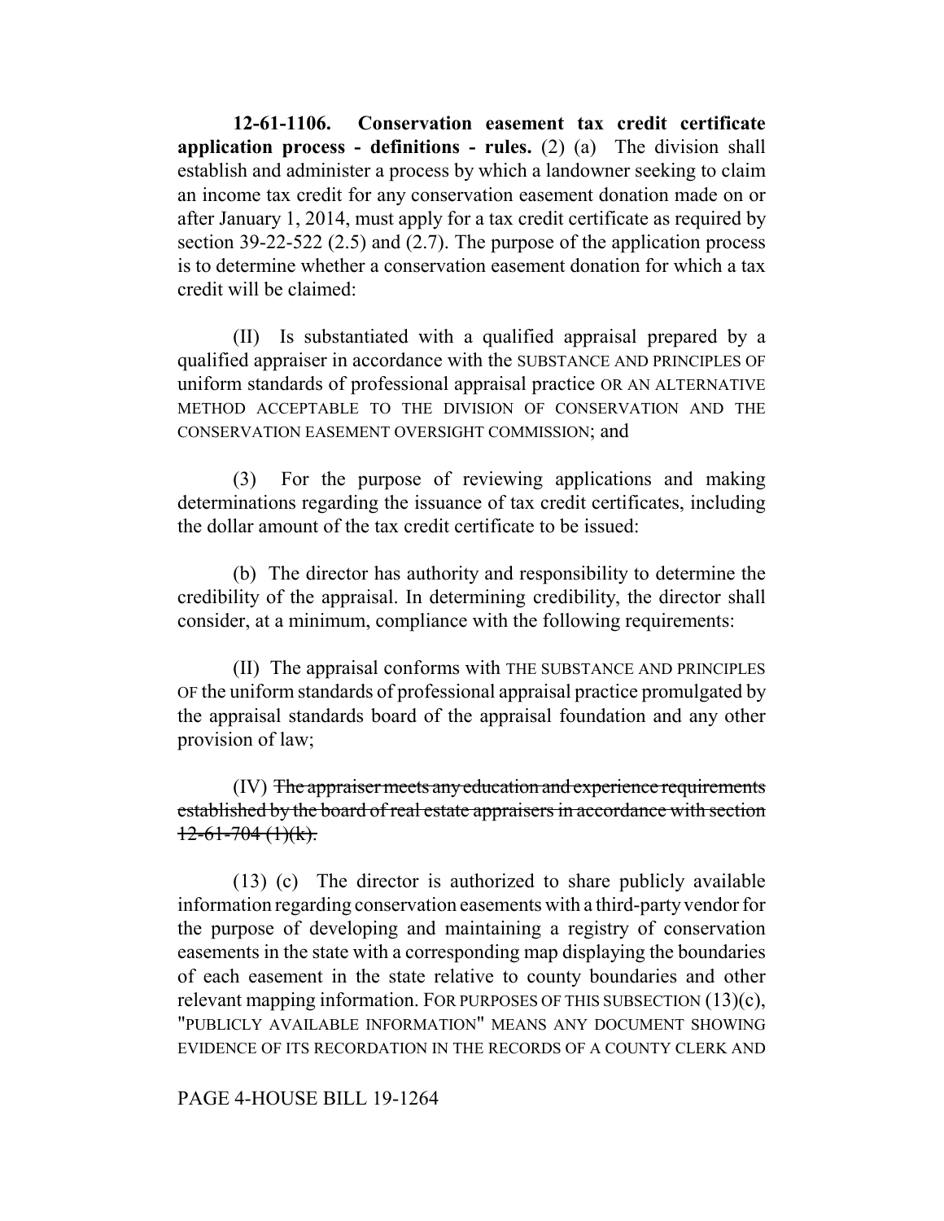**12-61-1106. Conservation easement tax credit certificate application process - definitions - rules.** (2) (a) The division shall establish and administer a process by which a landowner seeking to claim an income tax credit for any conservation easement donation made on or after January 1, 2014, must apply for a tax credit certificate as required by section 39-22-522 (2.5) and (2.7). The purpose of the application process is to determine whether a conservation easement donation for which a tax credit will be claimed:

(II) Is substantiated with a qualified appraisal prepared by a qualified appraiser in accordance with the SUBSTANCE AND PRINCIPLES OF uniform standards of professional appraisal practice OR AN ALTERNATIVE METHOD ACCEPTABLE TO THE DIVISION OF CONSERVATION AND THE CONSERVATION EASEMENT OVERSIGHT COMMISSION; and

(3) For the purpose of reviewing applications and making determinations regarding the issuance of tax credit certificates, including the dollar amount of the tax credit certificate to be issued:

(b) The director has authority and responsibility to determine the credibility of the appraisal. In determining credibility, the director shall consider, at a minimum, compliance with the following requirements:

(II) The appraisal conforms with THE SUBSTANCE AND PRINCIPLES OF the uniform standards of professional appraisal practice promulgated by the appraisal standards board of the appraisal foundation and any other provision of law;

(IV) ~~The appraiser meets any education and experience requirements established by the board of real estate appraisers in accordance with section 12-61-704 (1)(k).~~

(13) (c) The director is authorized to share publicly available information regarding conservation easements with a third-party vendor for the purpose of developing and maintaining a registry of conservation easements in the state with a corresponding map displaying the boundaries of each easement in the state relative to county boundaries and other relevant mapping information. FOR PURPOSES OF THIS SUBSECTION (13)(c), "PUBLICLY AVAILABLE INFORMATION" MEANS ANY DOCUMENT SHOWING EVIDENCE OF ITS RECORDATION IN THE RECORDS OF A COUNTY CLERK AND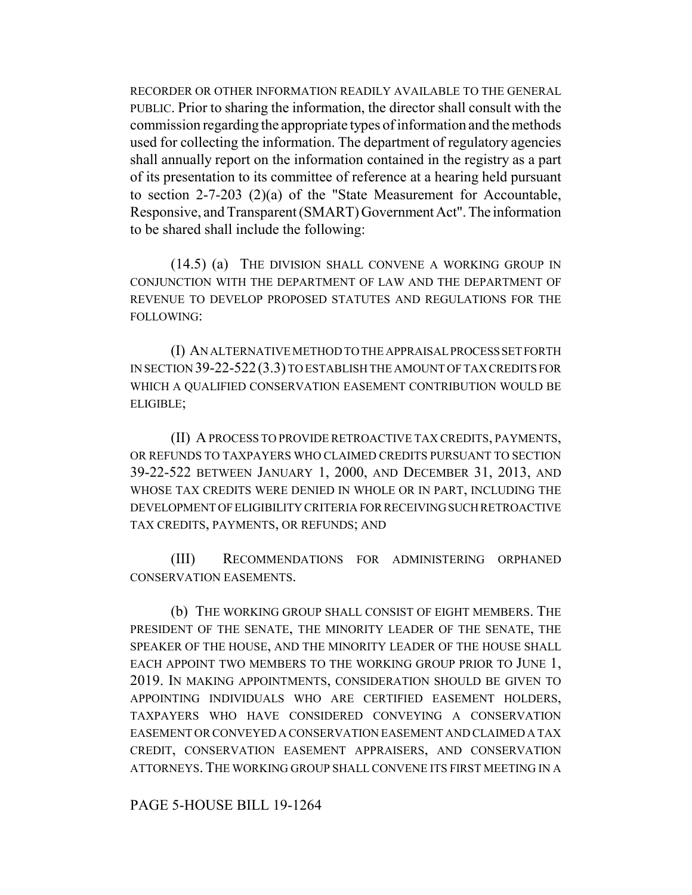RECORDER OR OTHER INFORMATION READILY AVAILABLE TO THE GENERAL PUBLIC. Prior to sharing the information, the director shall consult with the commission regarding the appropriate types of information and the methods used for collecting the information. The department of regulatory agencies shall annually report on the information contained in the registry as a part of its presentation to its committee of reference at a hearing held pursuant to section 2-7-203 (2)(a) of the "State Measurement for Accountable, Responsive, and Transparent (SMART) Government Act". The information to be shared shall include the following:

(14.5) (a) THE DIVISION SHALL CONVENE A WORKING GROUP IN CONJUNCTION WITH THE DEPARTMENT OF LAW AND THE DEPARTMENT OF REVENUE TO DEVELOP PROPOSED STATUTES AND REGULATIONS FOR THE FOLLOWING:

(I) AN ALTERNATIVE METHOD TO THE APPRAISAL PROCESS SET FORTH IN SECTION 39-22-522 (3.3) TO ESTABLISH THE AMOUNT OF TAX CREDITS FOR WHICH A QUALIFIED CONSERVATION EASEMENT CONTRIBUTION WOULD BE ELIGIBLE;

(II) A PROCESS TO PROVIDE RETROACTIVE TAX CREDITS, PAYMENTS, OR REFUNDS TO TAXPAYERS WHO CLAIMED CREDITS PURSUANT TO SECTION 39-22-522 BETWEEN JANUARY 1, 2000, AND DECEMBER 31, 2013, AND WHOSE TAX CREDITS WERE DENIED IN WHOLE OR IN PART, INCLUDING THE DEVELOPMENT OF ELIGIBILITY CRITERIA FOR RECEIVING SUCH RETROACTIVE TAX CREDITS, PAYMENTS, OR REFUNDS; AND

(III) RECOMMENDATIONS FOR ADMINISTERING ORPHANED CONSERVATION EASEMENTS.

(b) THE WORKING GROUP SHALL CONSIST OF EIGHT MEMBERS. THE PRESIDENT OF THE SENATE, THE MINORITY LEADER OF THE SENATE, THE SPEAKER OF THE HOUSE, AND THE MINORITY LEADER OF THE HOUSE SHALL EACH APPOINT TWO MEMBERS TO THE WORKING GROUP PRIOR TO JUNE 1, 2019. IN MAKING APPOINTMENTS, CONSIDERATION SHOULD BE GIVEN TO APPOINTING INDIVIDUALS WHO ARE CERTIFIED EASEMENT HOLDERS, TAXPAYERS WHO HAVE CONSIDERED CONVEYING A CONSERVATION EASEMENT OR CONVEYED A CONSERVATION EASEMENT AND CLAIMED A TAX CREDIT, CONSERVATION EASEMENT APPRAISERS, AND CONSERVATION ATTORNEYS. THE WORKING GROUP SHALL CONVENE ITS FIRST MEETING IN A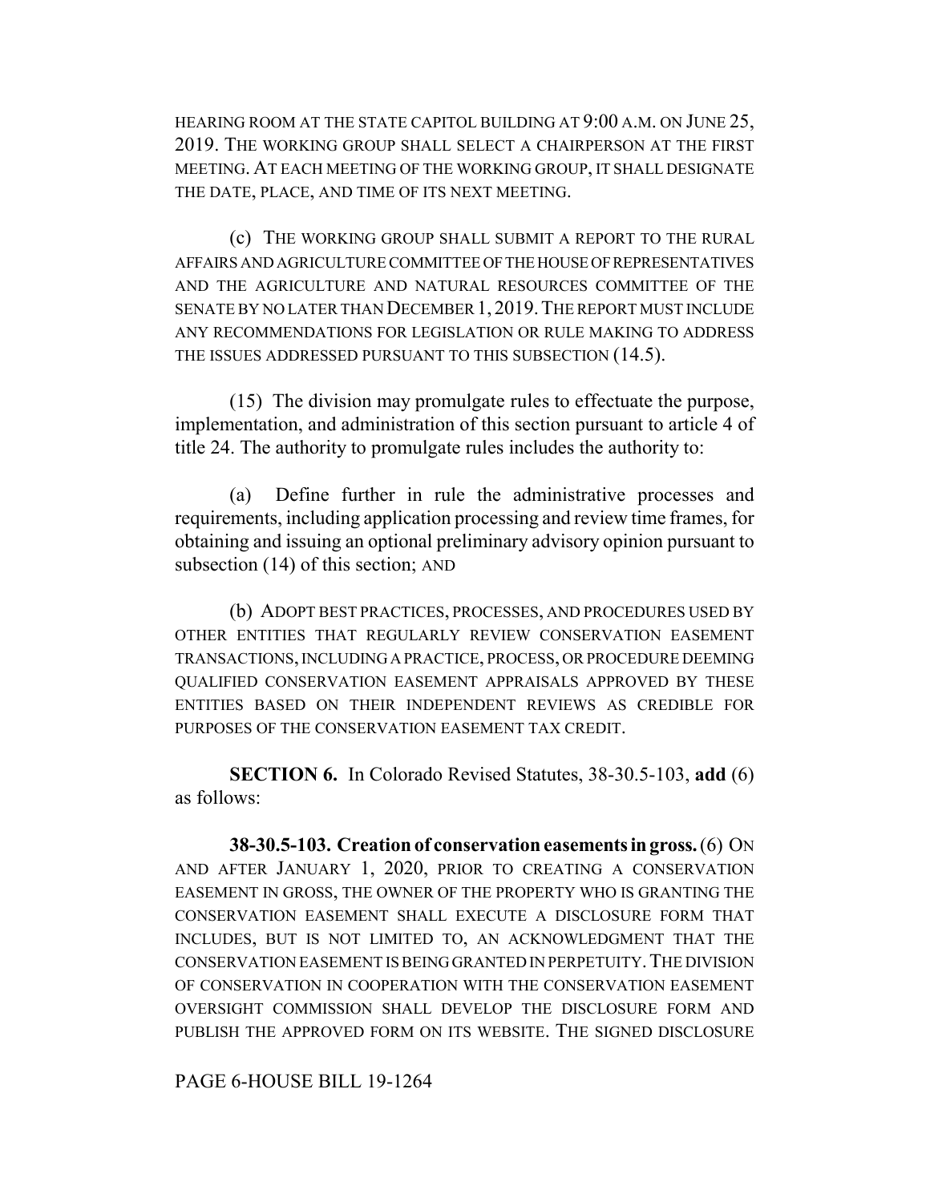HEARING ROOM AT THE STATE CAPITOL BUILDING AT 9:00 A.M. ON JUNE 25, 2019. THE WORKING GROUP SHALL SELECT A CHAIRPERSON AT THE FIRST MEETING. AT EACH MEETING OF THE WORKING GROUP, IT SHALL DESIGNATE THE DATE, PLACE, AND TIME OF ITS NEXT MEETING.

(c) THE WORKING GROUP SHALL SUBMIT A REPORT TO THE RURAL AFFAIRS AND AGRICULTURE COMMITTEE OF THE HOUSE OF REPRESENTATIVES AND THE AGRICULTURE AND NATURAL RESOURCES COMMITTEE OF THE SENATE BY NO LATER THAN DECEMBER 1, 2019. THE REPORT MUST INCLUDE ANY RECOMMENDATIONS FOR LEGISLATION OR RULE MAKING TO ADDRESS THE ISSUES ADDRESSED PURSUANT TO THIS SUBSECTION (14.5).

(15) The division may promulgate rules to effectuate the purpose, implementation, and administration of this section pursuant to article 4 of title 24. The authority to promulgate rules includes the authority to:

(a) Define further in rule the administrative processes and requirements, including application processing and review time frames, for obtaining and issuing an optional preliminary advisory opinion pursuant to subsection (14) of this section; AND

(b) ADOPT BEST PRACTICES, PROCESSES, AND PROCEDURES USED BY OTHER ENTITIES THAT REGULARLY REVIEW CONSERVATION EASEMENT TRANSACTIONS, INCLUDING A PRACTICE, PROCESS, OR PROCEDURE DEEMING QUALIFIED CONSERVATION EASEMENT APPRAISALS APPROVED BY THESE ENTITIES BASED ON THEIR INDEPENDENT REVIEWS AS CREDIBLE FOR PURPOSES OF THE CONSERVATION EASEMENT TAX CREDIT.

**SECTION 6.** In Colorado Revised Statutes, 38-30.5-103, **add** (6) as follows:

**38-30.5-103. Creation of conservation easements in gross.** (6) ON AND AFTER JANUARY 1, 2020, PRIOR TO CREATING A CONSERVATION EASEMENT IN GROSS, THE OWNER OF THE PROPERTY WHO IS GRANTING THE CONSERVATION EASEMENT SHALL EXECUTE A DISCLOSURE FORM THAT INCLUDES, BUT IS NOT LIMITED TO, AN ACKNOWLEDGMENT THAT THE CONSERVATION EASEMENT IS BEING GRANTED IN PERPETUITY. THE DIVISION OF CONSERVATION IN COOPERATION WITH THE CONSERVATION EASEMENT OVERSIGHT COMMISSION SHALL DEVELOP THE DISCLOSURE FORM AND PUBLISH THE APPROVED FORM ON ITS WEBSITE. THE SIGNED DISCLOSURE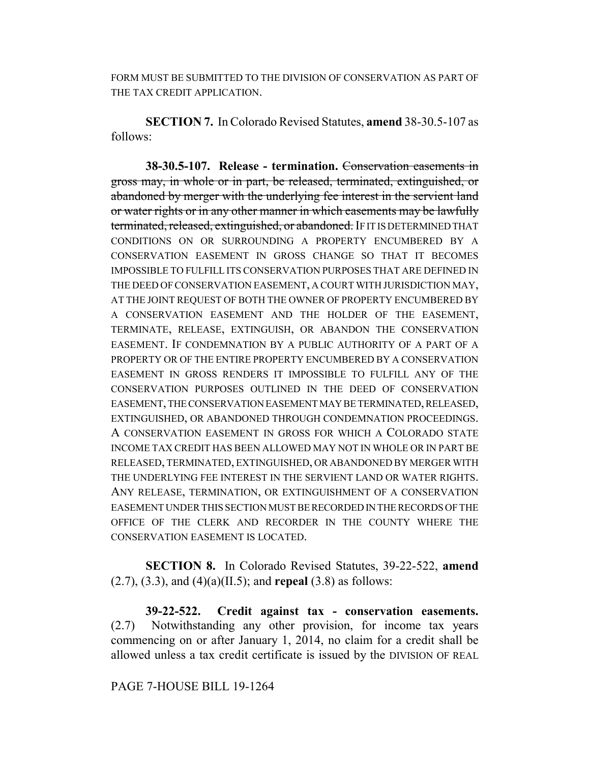FORM MUST BE SUBMITTED TO THE DIVISION OF CONSERVATION AS PART OF THE TAX CREDIT APPLICATION.

**SECTION 7.** In Colorado Revised Statutes, **amend** 38-30.5-107 as follows:

**38-30.5-107. Release - termination.** ~~Conservation easements in gross may, in whole or in part, be released, terminated, extinguished, or abandoned by merger with the underlying fee interest in the servient land or water rights or in any other manner in which easements may be lawfully terminated, released, extinguished, or abandoned.~~ IF IT IS DETERMINED THAT CONDITIONS ON OR SURROUNDING A PROPERTY ENCUMBERED BY A CONSERVATION EASEMENT IN GROSS CHANGE SO THAT IT BECOMES IMPOSSIBLE TO FULFILL ITS CONSERVATION PURPOSES THAT ARE DEFINED IN THE DEED OF CONSERVATION EASEMENT, A COURT WITH JURISDICTION MAY, AT THE JOINT REQUEST OF BOTH THE OWNER OF PROPERTY ENCUMBERED BY A CONSERVATION EASEMENT AND THE HOLDER OF THE EASEMENT, TERMINATE, RELEASE, EXTINGUISH, OR ABANDON THE CONSERVATION EASEMENT. IF CONDEMNATION BY A PUBLIC AUTHORITY OF A PART OF A PROPERTY OR OF THE ENTIRE PROPERTY ENCUMBERED BY A CONSERVATION EASEMENT IN GROSS RENDERS IT IMPOSSIBLE TO FULFILL ANY OF THE CONSERVATION PURPOSES OUTLINED IN THE DEED OF CONSERVATION EASEMENT, THE CONSERVATION EASEMENT MAY BE TERMINATED, RELEASED, EXTINGUISHED, OR ABANDONED THROUGH CONDEMNATION PROCEEDINGS. A CONSERVATION EASEMENT IN GROSS FOR WHICH A COLORADO STATE INCOME TAX CREDIT HAS BEEN ALLOWED MAY NOT IN WHOLE OR IN PART BE RELEASED, TERMINATED, EXTINGUISHED, OR ABANDONED BY MERGER WITH THE UNDERLYING FEE INTEREST IN THE SERVIENT LAND OR WATER RIGHTS. ANY RELEASE, TERMINATION, OR EXTINGUISHMENT OF A CONSERVATION EASEMENT UNDER THIS SECTION MUST BE RECORDED IN THE RECORDS OF THE OFFICE OF THE CLERK AND RECORDER IN THE COUNTY WHERE THE CONSERVATION EASEMENT IS LOCATED.

**SECTION 8.** In Colorado Revised Statutes, 39-22-522, **amend** (2.7), (3.3), and (4)(a)(II.5); and **repeal** (3.8) as follows:

**39-22-522. Credit against tax - conservation easements.** (2.7) Notwithstanding any other provision, for income tax years commencing on or after January 1, 2014, no claim for a credit shall be allowed unless a tax credit certificate is issued by the DIVISION OF REAL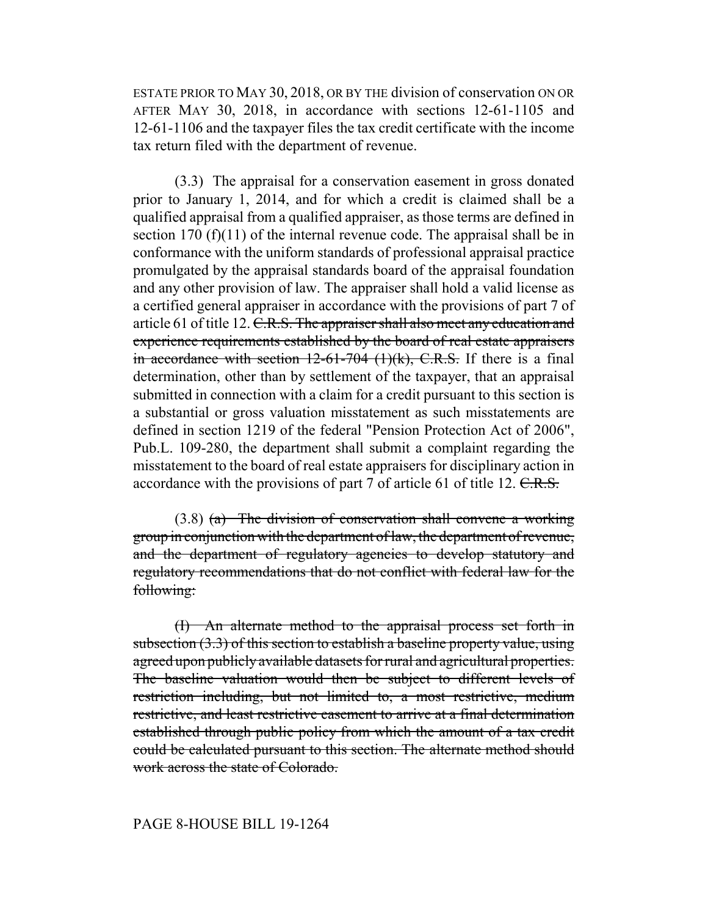ESTATE PRIOR TO MAY 30, 2018, OR BY THE division of conservation ON OR AFTER MAY 30, 2018, in accordance with sections 12-61-1105 and 12-61-1106 and the taxpayer files the tax credit certificate with the income tax return filed with the department of revenue.

(3.3) The appraisal for a conservation easement in gross donated prior to January 1, 2014, and for which a credit is claimed shall be a qualified appraisal from a qualified appraiser, as those terms are defined in section 170 (f)(11) of the internal revenue code. The appraisal shall be in conformance with the uniform standards of professional appraisal practice promulgated by the appraisal standards board of the appraisal foundation and any other provision of law. The appraiser shall hold a valid license as a certified general appraiser in accordance with the provisions of part 7 of article 61 of title 12. ~~C.R.S. The appraiser shall also meet any education and experience requirements established by the board of real estate appraisers in accordance with section 12-61-704 (1)(k), C.R.S.~~ If there is a final determination, other than by settlement of the taxpayer, that an appraisal submitted in connection with a claim for a credit pursuant to this section is a substantial or gross valuation misstatement as such misstatements are defined in section 1219 of the federal "Pension Protection Act of 2006", Pub.L. 109-280, the department shall submit a complaint regarding the misstatement to the board of real estate appraisers for disciplinary action in accordance with the provisions of part 7 of article 61 of title 12. ~~C.R.S.~~

(3.8) ~~(a) The division of conservation shall convene a working group in conjunction with the department of law, the department of revenue, and the department of regulatory agencies to develop statutory and regulatory recommendations that do not conflict with federal law for the following:~~

~~(I) An alternate method to the appraisal process set forth in subsection (3.3) of this section to establish a baseline property value, using agreed upon publicly available datasets for rural and agricultural properties. The baseline valuation would then be subject to different levels of restriction including, but not limited to, a most restrictive, medium restrictive, and least restrictive easement to arrive at a final determination established through public policy from which the amount of a tax credit could be calculated pursuant to this section. The alternate method should work across the state of Colorado.~~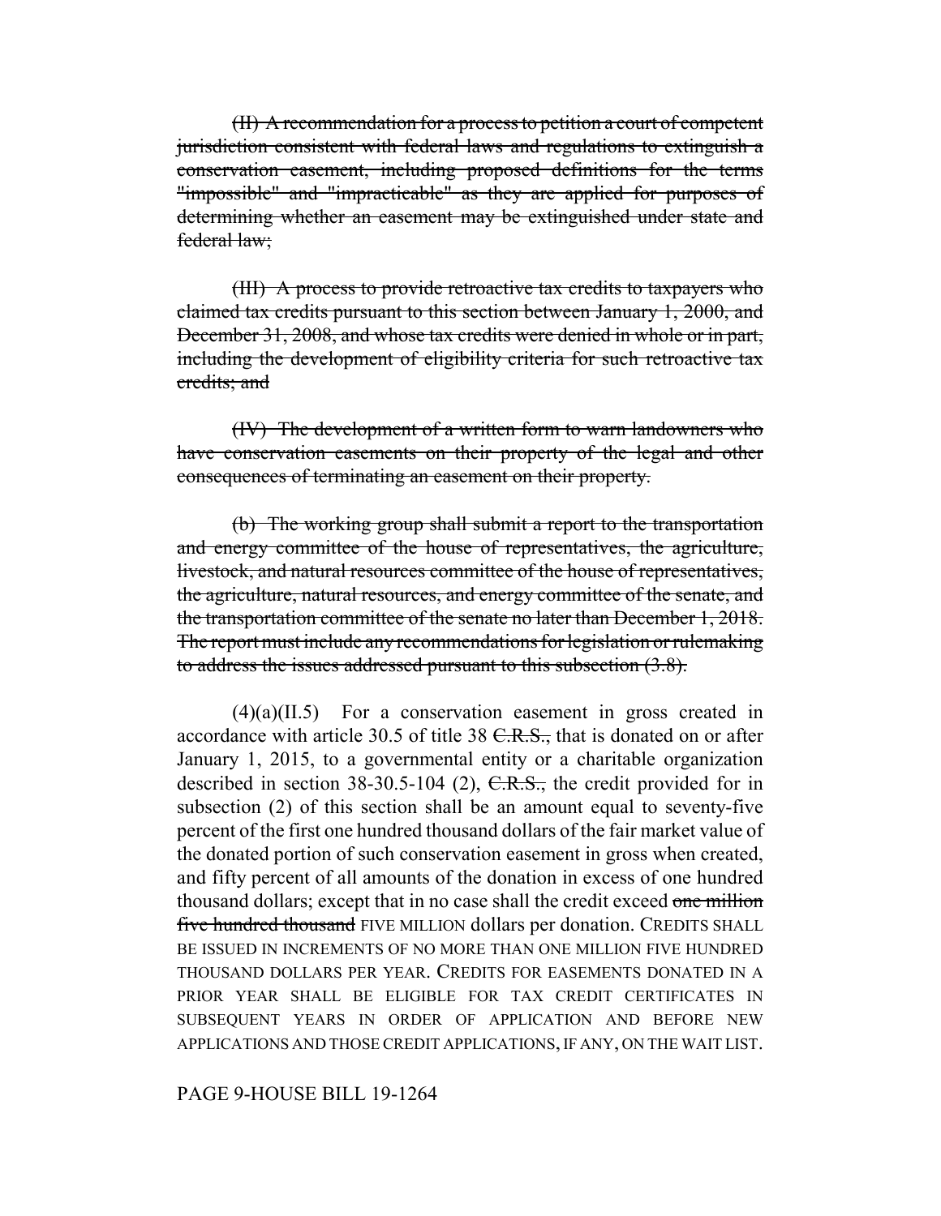~~(II) A recommendation for a process to petition a court of competent jurisdiction consistent with federal laws and regulations to extinguish a conservation easement, including proposed definitions for the terms "impossible" and "impracticable" as they are applied for purposes of determining whether an easement may be extinguished under state and federal law;~~

~~(III) A process to provide retroactive tax credits to taxpayers who claimed tax credits pursuant to this section between January 1, 2000, and December 31, 2008, and whose tax credits were denied in whole or in part, including the development of eligibility criteria for such retroactive tax credits; and~~

~~(IV) The development of a written form to warn landowners who have conservation easements on their property of the legal and other consequences of terminating an easement on their property.~~

~~(b) The working group shall submit a report to the transportation and energy committee of the house of representatives, the agriculture, livestock, and natural resources committee of the house of representatives, the agriculture, natural resources, and energy committee of the senate, and the transportation committee of the senate no later than December 1, 2018. The report must include any recommendations for legislation or rulemaking to address the issues addressed pursuant to this subsection (3.8).~~

(4)(a)(II.5) For a conservation easement in gross created in accordance with article 30.5 of title 38 ~~C.R.S.,~~ that is donated on or after January 1, 2015, to a governmental entity or a charitable organization described in section 38-30.5-104 (2), ~~C.R.S.,~~ the credit provided for in subsection (2) of this section shall be an amount equal to seventy-five percent of the first one hundred thousand dollars of the fair market value of the donated portion of such conservation easement in gross when created, and fifty percent of all amounts of the donation in excess of one hundred thousand dollars; except that in no case shall the credit exceed ~~one million five hundred thousand~~ FIVE MILLION dollars per donation. CREDITS SHALL BE ISSUED IN INCREMENTS OF NO MORE THAN ONE MILLION FIVE HUNDRED THOUSAND DOLLARS PER YEAR. CREDITS FOR EASEMENTS DONATED IN A PRIOR YEAR SHALL BE ELIGIBLE FOR TAX CREDIT CERTIFICATES IN SUBSEQUENT YEARS IN ORDER OF APPLICATION AND BEFORE NEW APPLICATIONS AND THOSE CREDIT APPLICATIONS, IF ANY, ON THE WAIT LIST.

PAGE 9-HOUSE BILL 19-1264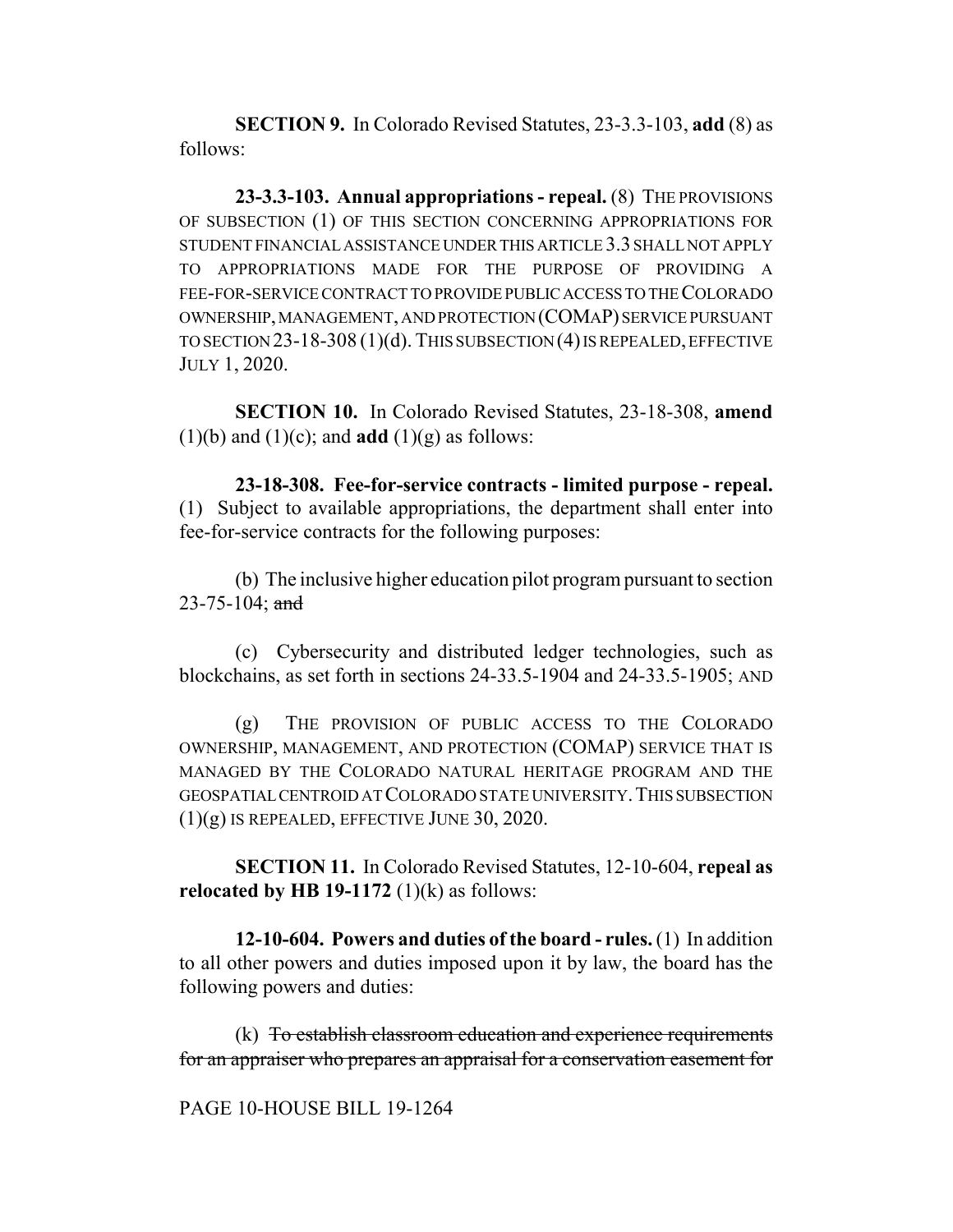**SECTION 9.** In Colorado Revised Statutes, 23-3.3-103, **add** (8) as follows:

**23-3.3-103. Annual appropriations - repeal.** (8) THE PROVISIONS OF SUBSECTION (1) OF THIS SECTION CONCERNING APPROPRIATIONS FOR STUDENT FINANCIAL ASSISTANCE UNDER THIS ARTICLE 3.3 SHALL NOT APPLY TO APPROPRIATIONS MADE FOR THE PURPOSE OF PROVIDING A FEE-FOR-SERVICE CONTRACT TO PROVIDE PUBLIC ACCESS TO THE COLORADO OWNERSHIP, MANAGEMENT, AND PROTECTION (COMAP) SERVICE PURSUANT TO SECTION 23-18-308 (1)(d). THIS SUBSECTION (4) IS REPEALED, EFFECTIVE JULY 1, 2020.

**SECTION 10.** In Colorado Revised Statutes, 23-18-308, **amend** (1)(b) and (1)(c); and **add** (1)(g) as follows:

**23-18-308. Fee-for-service contracts - limited purpose - repeal.** (1) Subject to available appropriations, the department shall enter into fee-for-service contracts for the following purposes:

(b) The inclusive higher education pilot program pursuant to section 23-75-104; ~~and~~

(c) Cybersecurity and distributed ledger technologies, such as blockchains, as set forth in sections 24-33.5-1904 and 24-33.5-1905; AND

(g) THE PROVISION OF PUBLIC ACCESS TO THE COLORADO OWNERSHIP, MANAGEMENT, AND PROTECTION (COMAP) SERVICE THAT IS MANAGED BY THE COLORADO NATURAL HERITAGE PROGRAM AND THE GEOSPATIAL CENTROID AT COLORADO STATE UNIVERSITY. THIS SUBSECTION (1)(g) IS REPEALED, EFFECTIVE JUNE 30, 2020.

**SECTION 11.** In Colorado Revised Statutes, 12-10-604, **repeal as relocated by HB 19-1172** (1)(k) as follows:

**12-10-604. Powers and duties of the board - rules.** (1) In addition to all other powers and duties imposed upon it by law, the board has the following powers and duties:

(k) ~~To establish classroom education and experience requirements for an appraiser who prepares an appraisal for a conservation easement for~~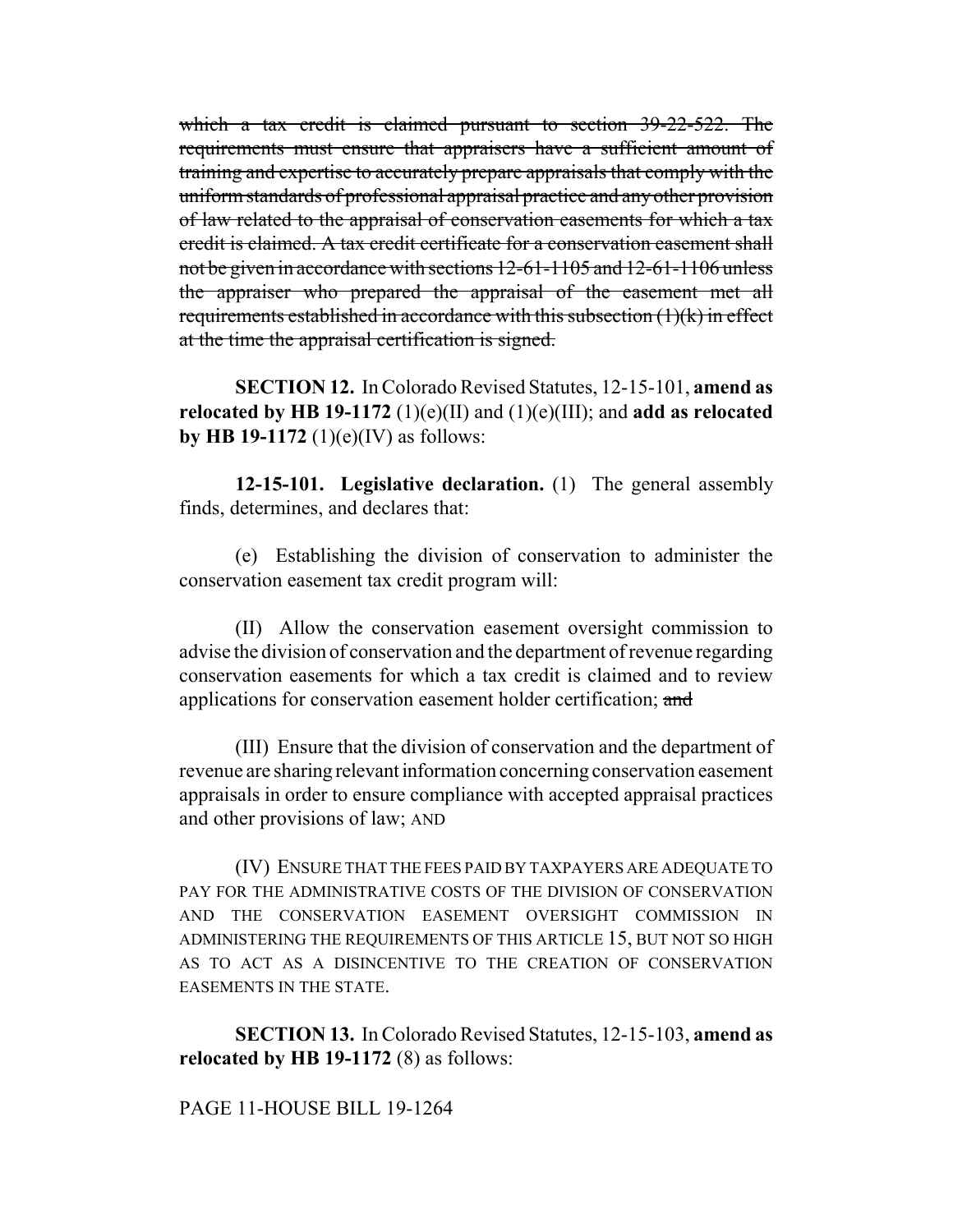~~which a tax credit is claimed pursuant to section 39-22-522. The requirements must ensure that appraisers have a sufficient amount of training and expertise to accurately prepare appraisals that comply with the uniform standards of professional appraisal practice and any other provision of law related to the appraisal of conservation easements for which a tax credit is claimed. A tax credit certificate for a conservation easement shall not be given in accordance with sections 12-61-1105 and 12-61-1106 unless the appraiser who prepared the appraisal of the easement met all requirements established in accordance with this subsection (1)(k) in effect at the time the appraisal certification is signed.~~

**SECTION 12.** In Colorado Revised Statutes, 12-15-101, **amend as relocated by HB 19-1172** (1)(e)(II) and (1)(e)(III); and **add as relocated by HB 19-1172** (1)(e)(IV) as follows:

**12-15-101. Legislative declaration.** (1) The general assembly finds, determines, and declares that:

(e) Establishing the division of conservation to administer the conservation easement tax credit program will:

(II) Allow the conservation easement oversight commission to advise the division of conservation and the department of revenue regarding conservation easements for which a tax credit is claimed and to review applications for conservation easement holder certification; ~~and~~

(III) Ensure that the division of conservation and the department of revenue are sharing relevant information concerning conservation easement appraisals in order to ensure compliance with accepted appraisal practices and other provisions of law; AND

(IV) ENSURE THAT THE FEES PAID BY TAXPAYERS ARE ADEQUATE TO PAY FOR THE ADMINISTRATIVE COSTS OF THE DIVISION OF CONSERVATION AND THE CONSERVATION EASEMENT OVERSIGHT COMMISSION IN ADMINISTERING THE REQUIREMENTS OF THIS ARTICLE 15, BUT NOT SO HIGH AS TO ACT AS A DISINCENTIVE TO THE CREATION OF CONSERVATION EASEMENTS IN THE STATE.

**SECTION 13.** In Colorado Revised Statutes, 12-15-103, **amend as relocated by HB 19-1172** (8) as follows: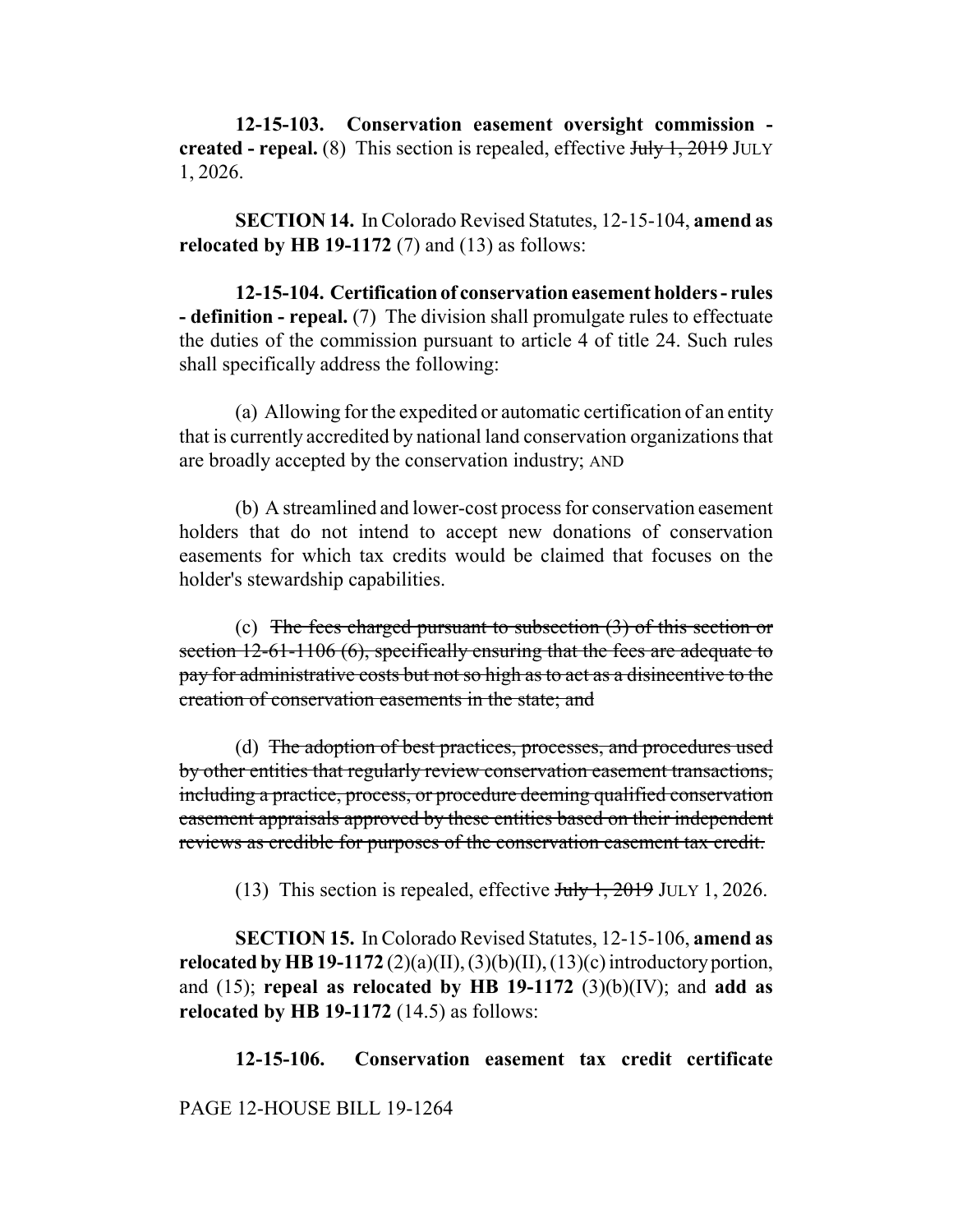**12-15-103. Conservation easement oversight commission - created - repeal.** (8) This section is repealed, effective ~~July 1, 2019~~ JULY 1, 2026.

**SECTION 14.** In Colorado Revised Statutes, 12-15-104, **amend as relocated by HB 19-1172** (7) and (13) as follows:

**12-15-104. Certification of conservation easement holders - rules - definition - repeal.** (7) The division shall promulgate rules to effectuate the duties of the commission pursuant to article 4 of title 24. Such rules shall specifically address the following:

(a) Allowing for the expedited or automatic certification of an entity that is currently accredited by national land conservation organizations that are broadly accepted by the conservation industry; AND

(b) A streamlined and lower-cost process for conservation easement holders that do not intend to accept new donations of conservation easements for which tax credits would be claimed that focuses on the holder's stewardship capabilities.

(c) ~~The fees charged pursuant to subsection (3) of this section or section 12-61-1106 (6), specifically ensuring that the fees are adequate to pay for administrative costs but not so high as to act as a disincentive to the creation of conservation easements in the state; and~~

(d) ~~The adoption of best practices, processes, and procedures used by other entities that regularly review conservation easement transactions, including a practice, process, or procedure deeming qualified conservation easement appraisals approved by these entities based on their independent reviews as credible for purposes of the conservation easement tax credit.~~

(13) This section is repealed, effective ~~July 1, 2019~~ JULY 1, 2026.

**SECTION 15.** In Colorado Revised Statutes, 12-15-106, **amend as relocated by HB 19-1172** (2)(a)(II), (3)(b)(II), (13)(c) introductory portion, and (15); **repeal as relocated by HB 19-1172** (3)(b)(IV); and **add as relocated by HB 19-1172** (14.5) as follows:

**12-15-106. Conservation easement tax credit certificate**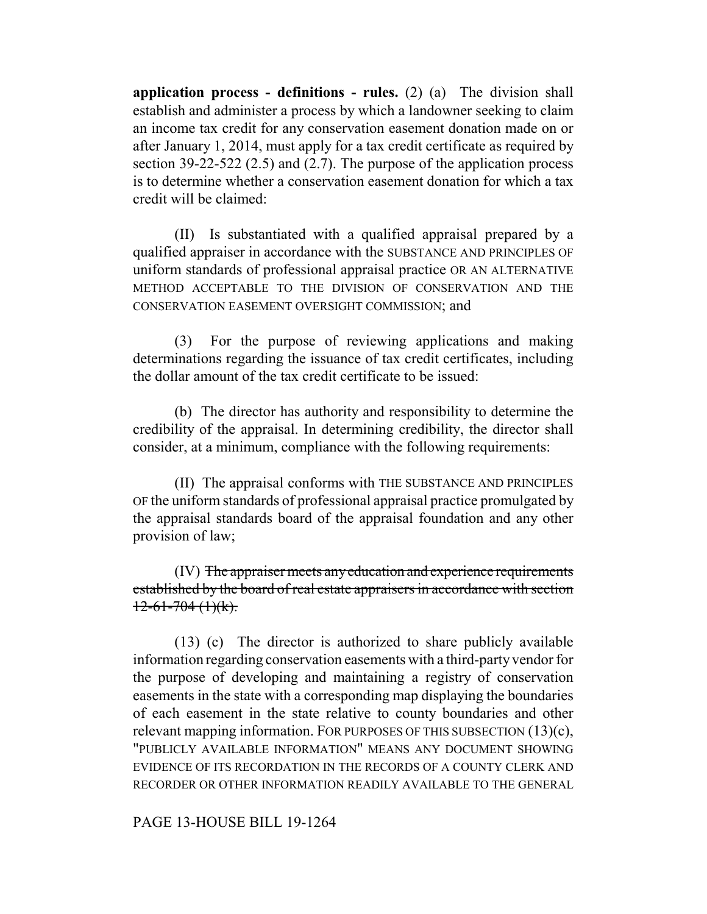**application process - definitions - rules.** (2) (a) The division shall establish and administer a process by which a landowner seeking to claim an income tax credit for any conservation easement donation made on or after January 1, 2014, must apply for a tax credit certificate as required by section 39-22-522 (2.5) and (2.7). The purpose of the application process is to determine whether a conservation easement donation for which a tax credit will be claimed:

(II) Is substantiated with a qualified appraisal prepared by a qualified appraiser in accordance with the SUBSTANCE AND PRINCIPLES OF uniform standards of professional appraisal practice OR AN ALTERNATIVE METHOD ACCEPTABLE TO THE DIVISION OF CONSERVATION AND THE CONSERVATION EASEMENT OVERSIGHT COMMISSION; and

(3) For the purpose of reviewing applications and making determinations regarding the issuance of tax credit certificates, including the dollar amount of the tax credit certificate to be issued:

(b) The director has authority and responsibility to determine the credibility of the appraisal. In determining credibility, the director shall consider, at a minimum, compliance with the following requirements:

(II) The appraisal conforms with THE SUBSTANCE AND PRINCIPLES OF the uniform standards of professional appraisal practice promulgated by the appraisal standards board of the appraisal foundation and any other provision of law;

(IV) ~~The appraiser meets any education and experience requirements established by the board of real estate appraisers in accordance with section 12-61-704 (1)(k).~~

(13) (c) The director is authorized to share publicly available information regarding conservation easements with a third-party vendor for the purpose of developing and maintaining a registry of conservation easements in the state with a corresponding map displaying the boundaries of each easement in the state relative to county boundaries and other relevant mapping information. FOR PURPOSES OF THIS SUBSECTION (13)(c), "PUBLICLY AVAILABLE INFORMATION" MEANS ANY DOCUMENT SHOWING EVIDENCE OF ITS RECORDATION IN THE RECORDS OF A COUNTY CLERK AND RECORDER OR OTHER INFORMATION READILY AVAILABLE TO THE GENERAL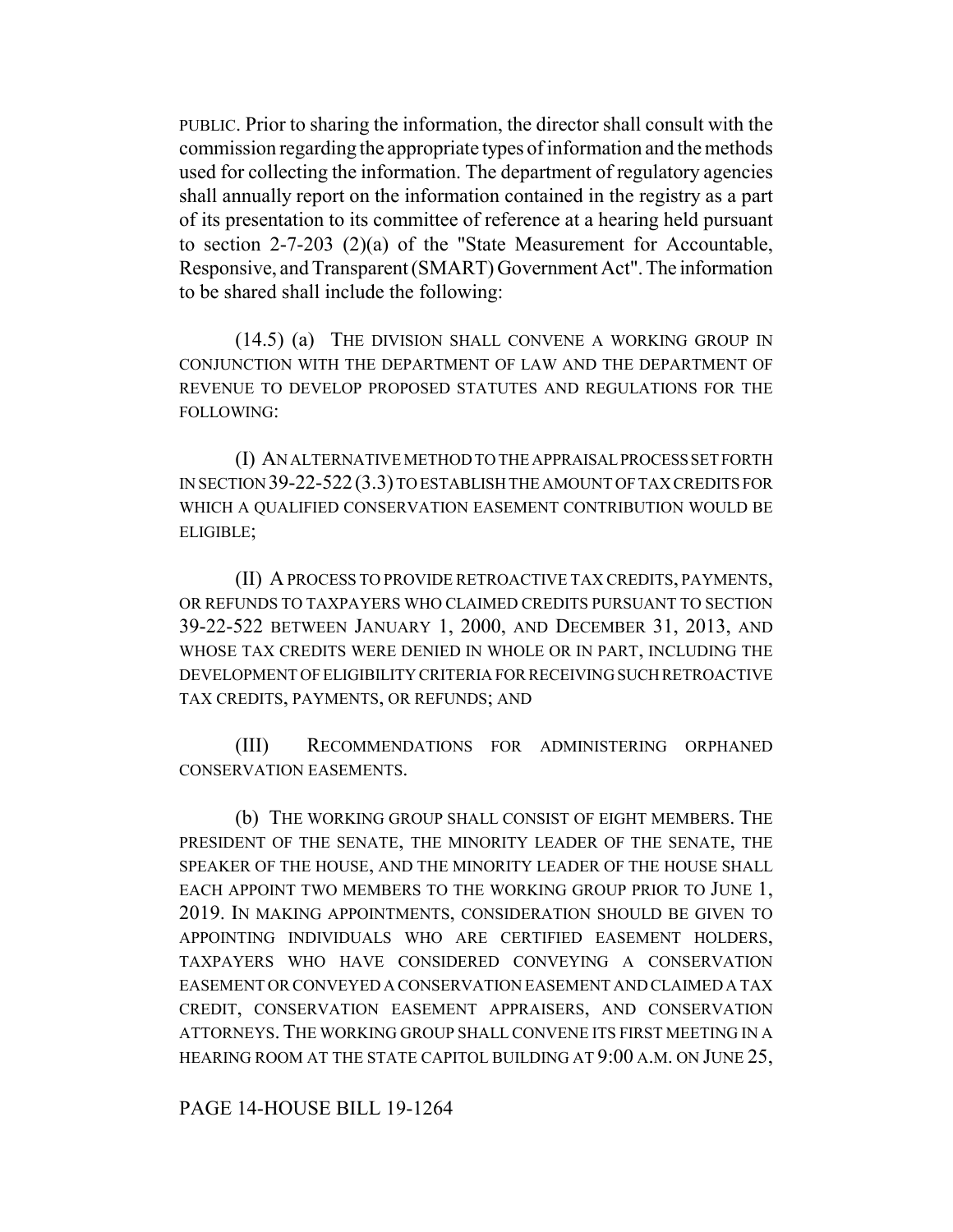PUBLIC. Prior to sharing the information, the director shall consult with the commission regarding the appropriate types of information and the methods used for collecting the information. The department of regulatory agencies shall annually report on the information contained in the registry as a part of its presentation to its committee of reference at a hearing held pursuant to section 2-7-203 (2)(a) of the "State Measurement for Accountable, Responsive, and Transparent (SMART) Government Act". The information to be shared shall include the following:

(14.5) (a) THE DIVISION SHALL CONVENE A WORKING GROUP IN CONJUNCTION WITH THE DEPARTMENT OF LAW AND THE DEPARTMENT OF REVENUE TO DEVELOP PROPOSED STATUTES AND REGULATIONS FOR THE FOLLOWING:

(I) AN ALTERNATIVE METHOD TO THE APPRAISAL PROCESS SET FORTH IN SECTION 39-22-522 (3.3) TO ESTABLISH THE AMOUNT OF TAX CREDITS FOR WHICH A QUALIFIED CONSERVATION EASEMENT CONTRIBUTION WOULD BE ELIGIBLE;

(II) A PROCESS TO PROVIDE RETROACTIVE TAX CREDITS, PAYMENTS, OR REFUNDS TO TAXPAYERS WHO CLAIMED CREDITS PURSUANT TO SECTION 39-22-522 BETWEEN JANUARY 1, 2000, AND DECEMBER 31, 2013, AND WHOSE TAX CREDITS WERE DENIED IN WHOLE OR IN PART, INCLUDING THE DEVELOPMENT OF ELIGIBILITY CRITERIA FOR RECEIVING SUCH RETROACTIVE TAX CREDITS, PAYMENTS, OR REFUNDS; AND

(III) RECOMMENDATIONS FOR ADMINISTERING ORPHANED CONSERVATION EASEMENTS.

(b) THE WORKING GROUP SHALL CONSIST OF EIGHT MEMBERS. THE PRESIDENT OF THE SENATE, THE MINORITY LEADER OF THE SENATE, THE SPEAKER OF THE HOUSE, AND THE MINORITY LEADER OF THE HOUSE SHALL EACH APPOINT TWO MEMBERS TO THE WORKING GROUP PRIOR TO JUNE 1, 2019. IN MAKING APPOINTMENTS, CONSIDERATION SHOULD BE GIVEN TO APPOINTING INDIVIDUALS WHO ARE CERTIFIED EASEMENT HOLDERS, TAXPAYERS WHO HAVE CONSIDERED CONVEYING A CONSERVATION EASEMENT OR CONVEYED A CONSERVATION EASEMENT AND CLAIMED A TAX CREDIT, CONSERVATION EASEMENT APPRAISERS, AND CONSERVATION ATTORNEYS. THE WORKING GROUP SHALL CONVENE ITS FIRST MEETING IN A HEARING ROOM AT THE STATE CAPITOL BUILDING AT 9:00 A.M. ON JUNE 25,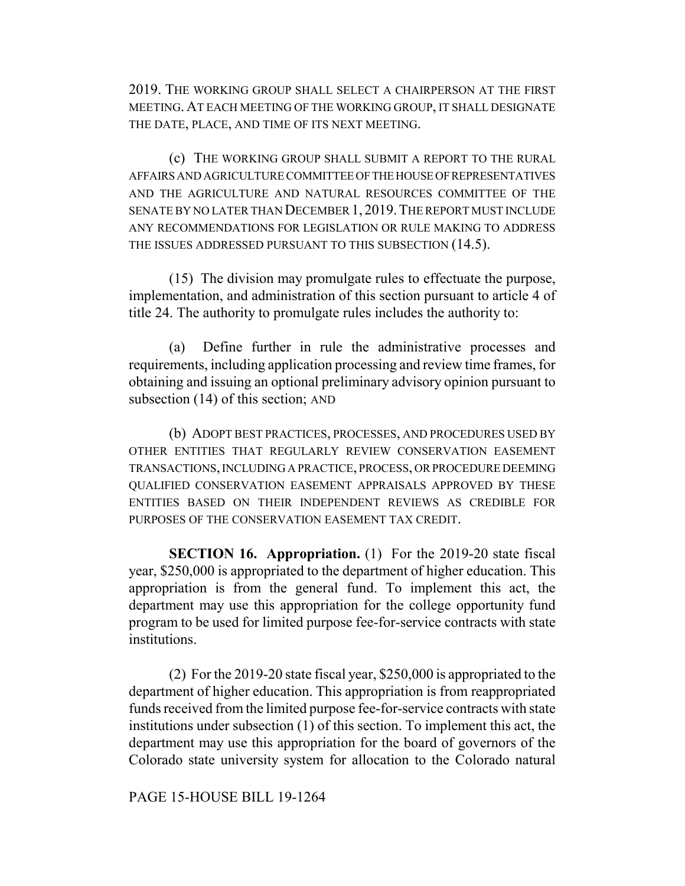2019. THE WORKING GROUP SHALL SELECT A CHAIRPERSON AT THE FIRST MEETING. AT EACH MEETING OF THE WORKING GROUP, IT SHALL DESIGNATE THE DATE, PLACE, AND TIME OF ITS NEXT MEETING.

(c) THE WORKING GROUP SHALL SUBMIT A REPORT TO THE RURAL AFFAIRS AND AGRICULTURE COMMITTEE OF THE HOUSE OF REPRESENTATIVES AND THE AGRICULTURE AND NATURAL RESOURCES COMMITTEE OF THE SENATE BY NO LATER THAN DECEMBER 1, 2019. THE REPORT MUST INCLUDE ANY RECOMMENDATIONS FOR LEGISLATION OR RULE MAKING TO ADDRESS THE ISSUES ADDRESSED PURSUANT TO THIS SUBSECTION (14.5).

(15) The division may promulgate rules to effectuate the purpose, implementation, and administration of this section pursuant to article 4 of title 24. The authority to promulgate rules includes the authority to:

(a) Define further in rule the administrative processes and requirements, including application processing and review time frames, for obtaining and issuing an optional preliminary advisory opinion pursuant to subsection (14) of this section; AND

(b) ADOPT BEST PRACTICES, PROCESSES, AND PROCEDURES USED BY OTHER ENTITIES THAT REGULARLY REVIEW CONSERVATION EASEMENT TRANSACTIONS, INCLUDING A PRACTICE, PROCESS, OR PROCEDURE DEEMING QUALIFIED CONSERVATION EASEMENT APPRAISALS APPROVED BY THESE ENTITIES BASED ON THEIR INDEPENDENT REVIEWS AS CREDIBLE FOR PURPOSES OF THE CONSERVATION EASEMENT TAX CREDIT.

**SECTION 16. Appropriation.** (1) For the 2019-20 state fiscal year, $250,000 is appropriated to the department of higher education. This appropriation is from the general fund. To implement this act, the department may use this appropriation for the college opportunity fund program to be used for limited purpose fee-for-service contracts with state institutions.

(2) For the 2019-20 state fiscal year, $250,000 is appropriated to the department of higher education. This appropriation is from reappropriated funds received from the limited purpose fee-for-service contracts with state institutions under subsection (1) of this section. To implement this act, the department may use this appropriation for the board of governors of the Colorado state university system for allocation to the Colorado natural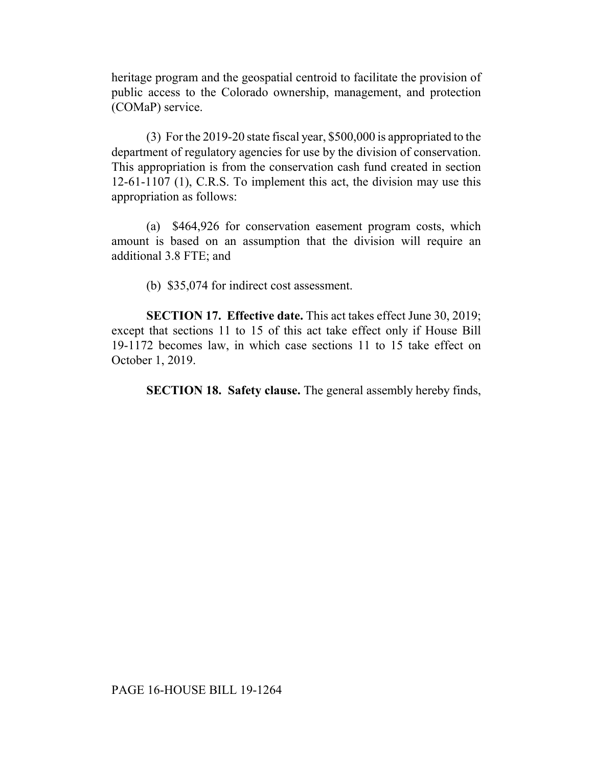heritage program and the geospatial centroid to facilitate the provision of public access to the Colorado ownership, management, and protection (COMaP) service.

(3) For the 2019-20 state fiscal year, $500,000 is appropriated to the department of regulatory agencies for use by the division of conservation. This appropriation is from the conservation cash fund created in section 12-61-1107 (1), C.R.S. To implement this act, the division may use this appropriation as follows:

(a) $464,926 for conservation easement program costs, which amount is based on an assumption that the division will require an additional 3.8 FTE; and

(b) $35,074 for indirect cost assessment.

**SECTION 17. Effective date.** This act takes effect June 30, 2019; except that sections 11 to 15 of this act take effect only if House Bill 19-1172 becomes law, in which case sections 11 to 15 take effect on October 1, 2019.

**SECTION 18. Safety clause.** The general assembly hereby finds,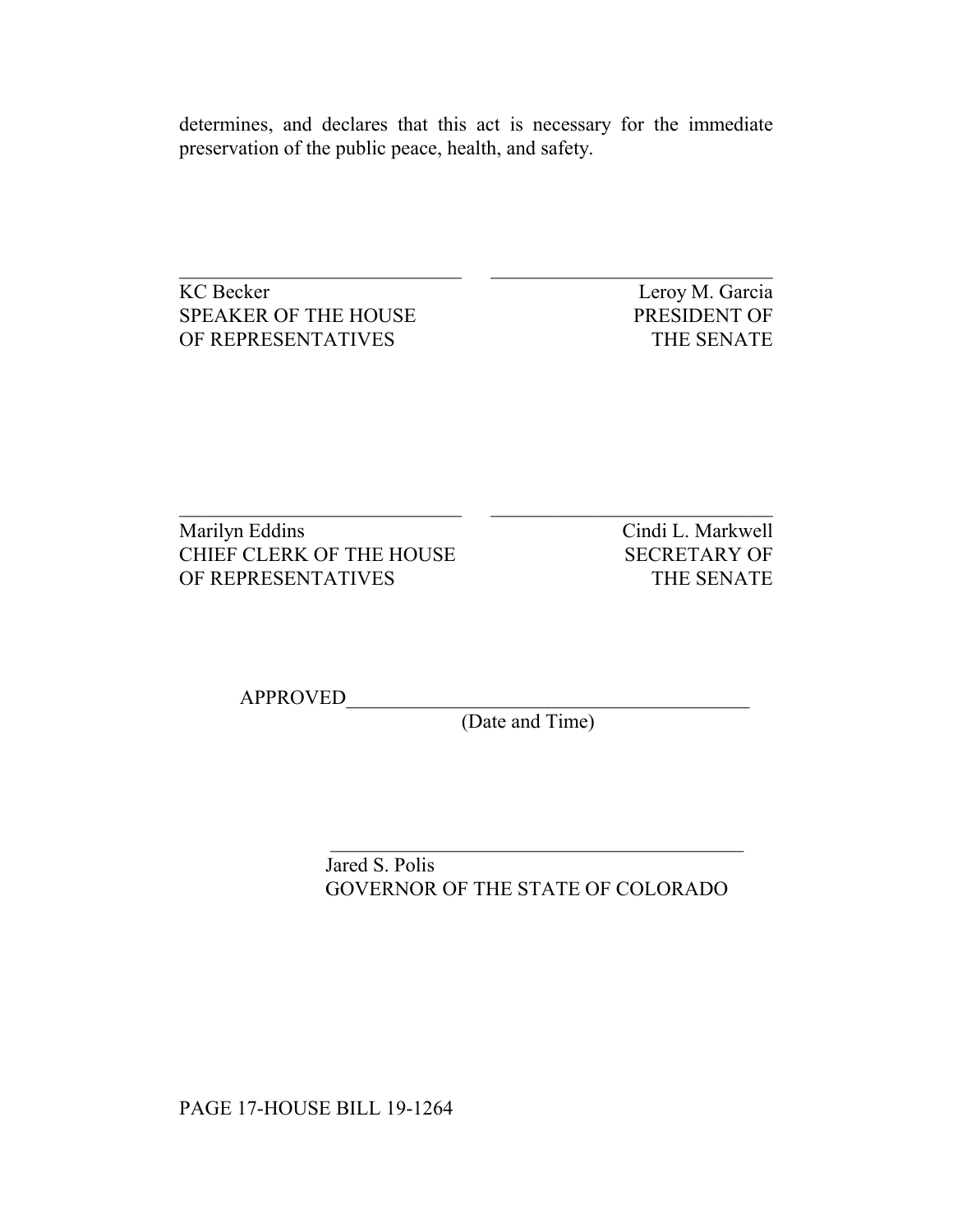determines, and declares that this act is necessary for the immediate preservation of the public peace, health, and safety.

____________________________ ____________________________
KC Becker
SPEAKER OF THE HOUSE
OF REPRESENTATIVES

Leroy M. Garcia
PRESIDENT OF
THE SENATE

____________________________ ____________________________
Marilyn Eddins
CHIEF CLERK OF THE HOUSE
OF REPRESENTATIVES

Cindi L. Markwell
SECRETARY OF
THE SENATE

APPROVED________________________________________
(Date and Time)

_________________________________________
Jared S. Polis
GOVERNOR OF THE STATE OF COLORADO

PAGE 17-HOUSE BILL 19-1264